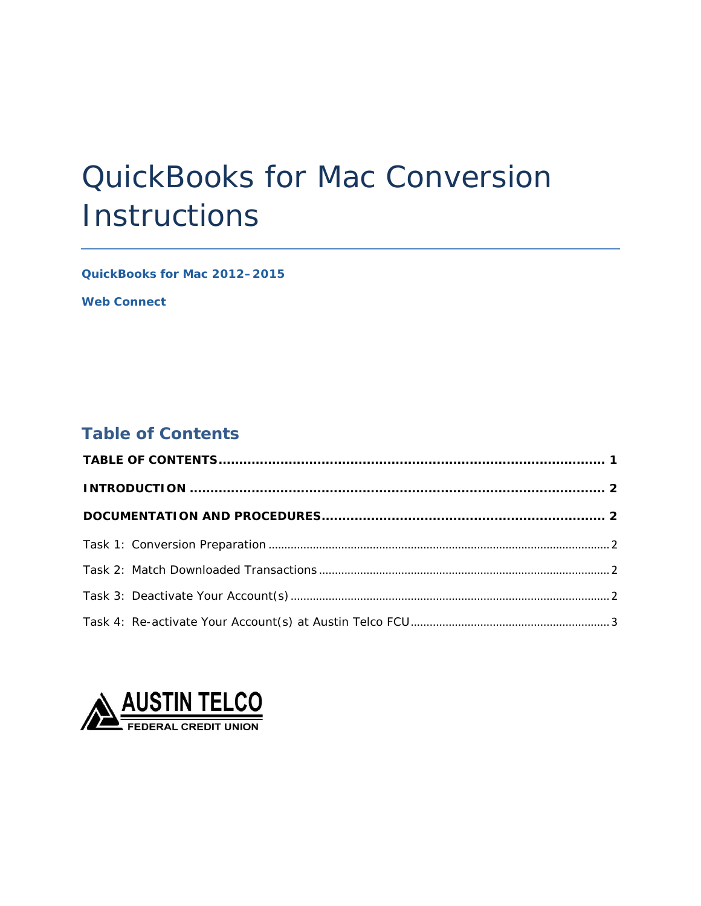# QuickBooks for Mac Conversion Instructions

**QuickBooks for Mac 2012–2015**

**Web Connect**

## Table of Contents

**TABLE OF CONTENTS** ............................................................................................ **1**

**INTRODUCTION** .................................................................................................... **2**

**DOCUMENTATION AND PROCEDURES** .................................................................. **2**

Task 1: Conversion Preparation ........................................................................................................ 2

Task 2: Match Downloaded Transactions ........................................................................................ 2

Task 3: Deactivate Your Account(s) ................................................................................................. 2

Task 4: Re-activate Your Account(s) at Austin Telco FCU ............................................................ 3

AUSTIN TELCO
FEDERAL CREDIT UNION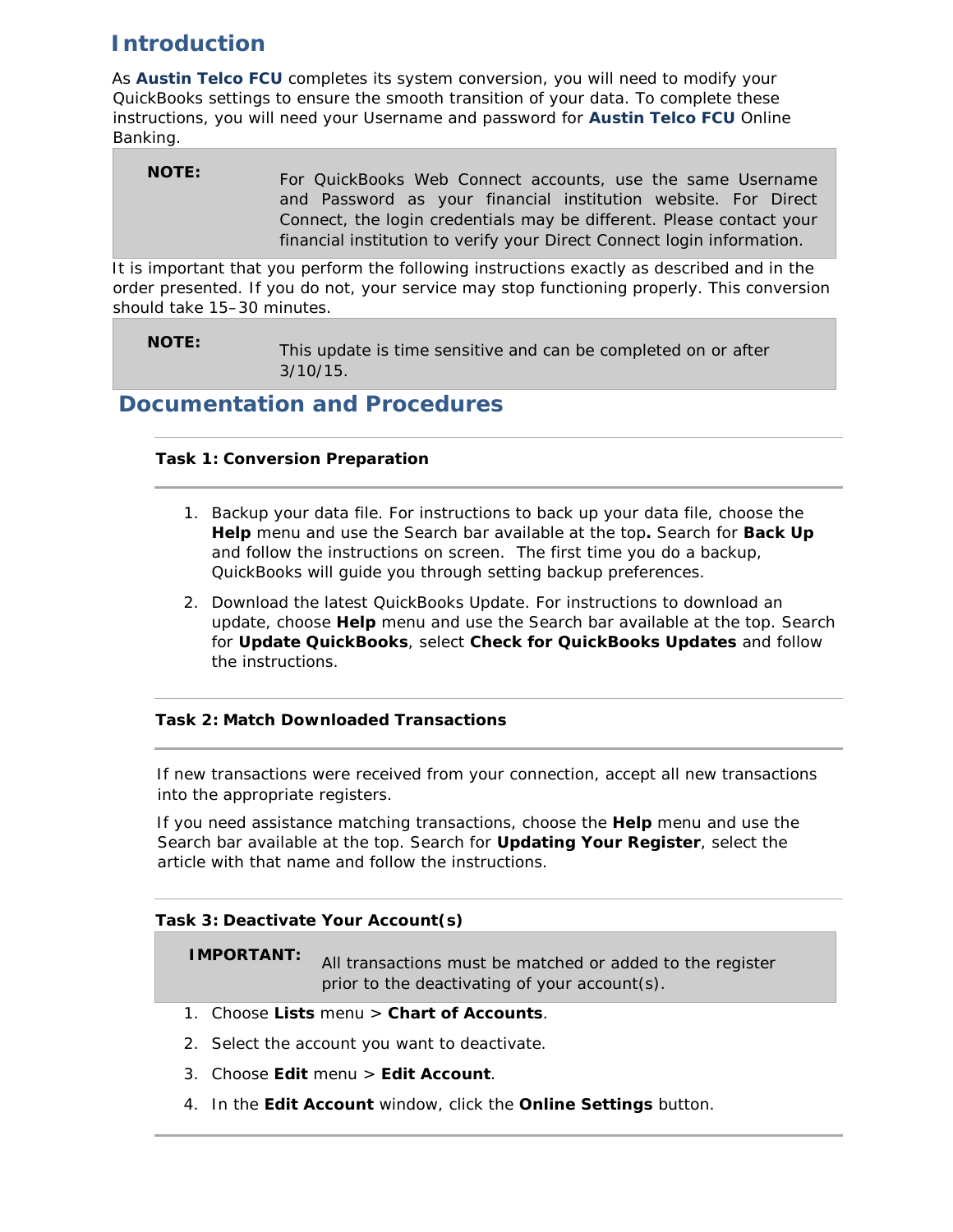## Introduction

As **Austin Telco FCU** completes its system conversion, you will need to modify your QuickBooks settings to ensure the smooth transition of your data. To complete these instructions, you will need your Username and password for **Austin Telco FCU** Online Banking.

> **NOTE:** For QuickBooks Web Connect accounts, use the same Username and Password as your financial institution website. For Direct Connect, the login credentials may be different. Please contact your financial institution to verify your Direct Connect login information.

It is important that you perform the following instructions exactly as described and in the order presented. If you do not, your service may stop functioning properly. This conversion should take 15–30 minutes.

> **NOTE:** This update is time sensitive and can be completed on or after 3/10/15.

## Documentation and Procedures

### Task 1: Conversion Preparation

1. Backup your data file. For instructions to back up your data file, choose the **Help** menu and use the Search bar available at the top**.** Search for **Back Up** and follow the instructions on screen. The first time you do a backup, QuickBooks will guide you through setting backup preferences.
2. Download the latest QuickBooks Update. For instructions to download an update, choose **Help** menu and use the Search bar available at the top. Search for **Update QuickBooks**, select **Check for QuickBooks Updates** and follow the instructions.

### Task 2: Match Downloaded Transactions

If new transactions were received from your connection, accept all new transactions into the appropriate registers.

If you need assistance matching transactions, choose the **Help** menu and use the Search bar available at the top. Search for **Updating Your Register**, select the article with that name and follow the instructions.

### Task 3: Deactivate Your Account(s)

> **IMPORTANT:** All transactions must be matched or added to the register prior to the deactivating of your account(s).

1. Choose **Lists** menu > **Chart of Accounts**.
2. Select the account you want to deactivate.
3. Choose **Edit** menu > **Edit Account**.
4. In the **Edit Account** window, click the **Online Settings** button.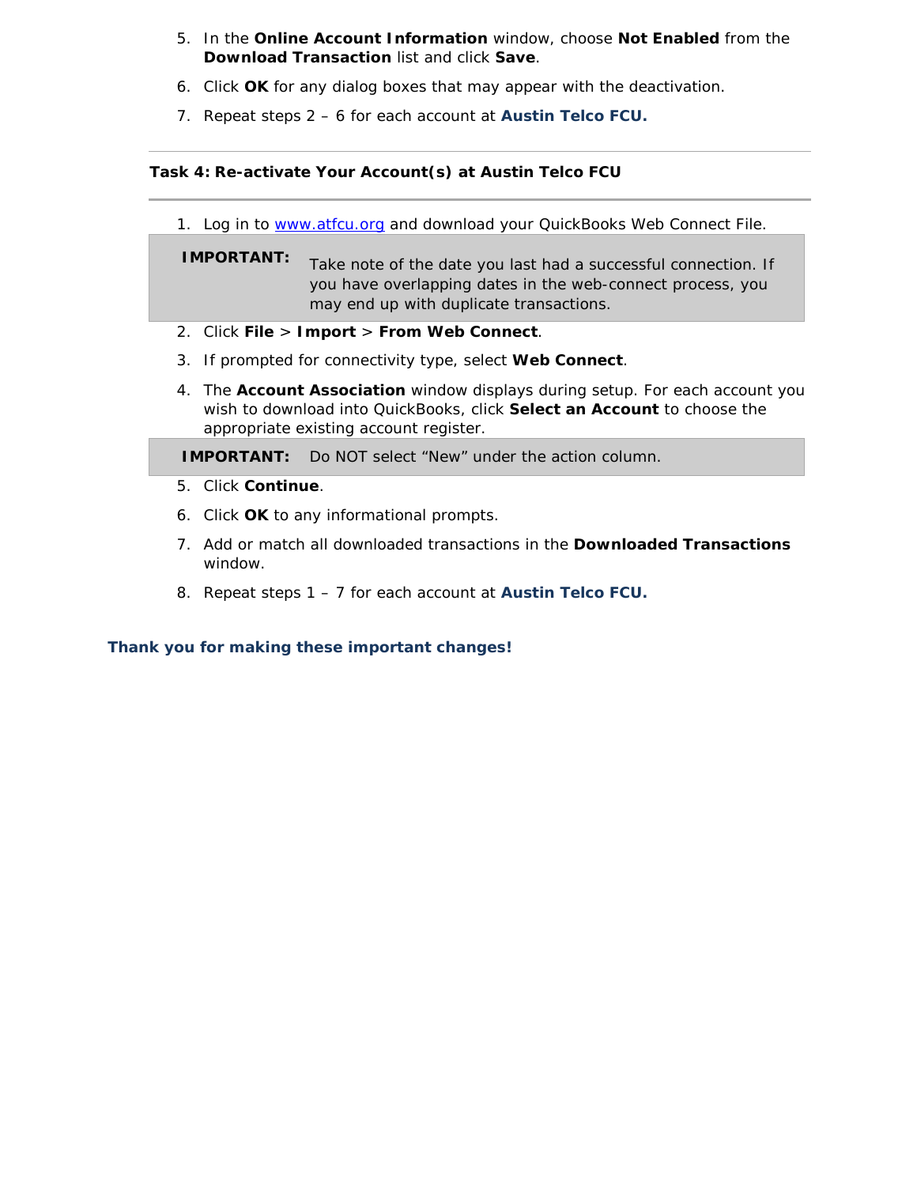5. In the **Online Account Information** window, choose **Not Enabled** from the **Download Transaction** list and click **Save**.
6. Click **OK** for any dialog boxes that may appear with the deactivation.
7. Repeat steps 2 – 6 for each account at **Austin Telco FCU.**

---

**Task 4: Re-activate Your Account(s) at Austin Telco FCU**

---

1. Log in to [www.atfcu.org](http://www.atfcu.org) and download your QuickBooks Web Connect File.

> **IMPORTANT:** Take note of the date you last had a successful connection. If you have overlapping dates in the web-connect process, you may end up with duplicate transactions.

2. Click **File** > **Import** > **From Web Connect**.
3. If prompted for connectivity type, select **Web Connect**.
4. The **Account Association** window displays during setup. For each account you wish to download into QuickBooks, click **Select an Account** to choose the appropriate existing account register.

> **IMPORTANT:** Do NOT select “New” under the action column.

5. Click **Continue**.
6. Click **OK** to any informational prompts.
7. Add or match all downloaded transactions in the **Downloaded Transactions** window.
8. Repeat steps 1 – 7 for each account at **Austin Telco FCU.**

**Thank you for making these important changes!**